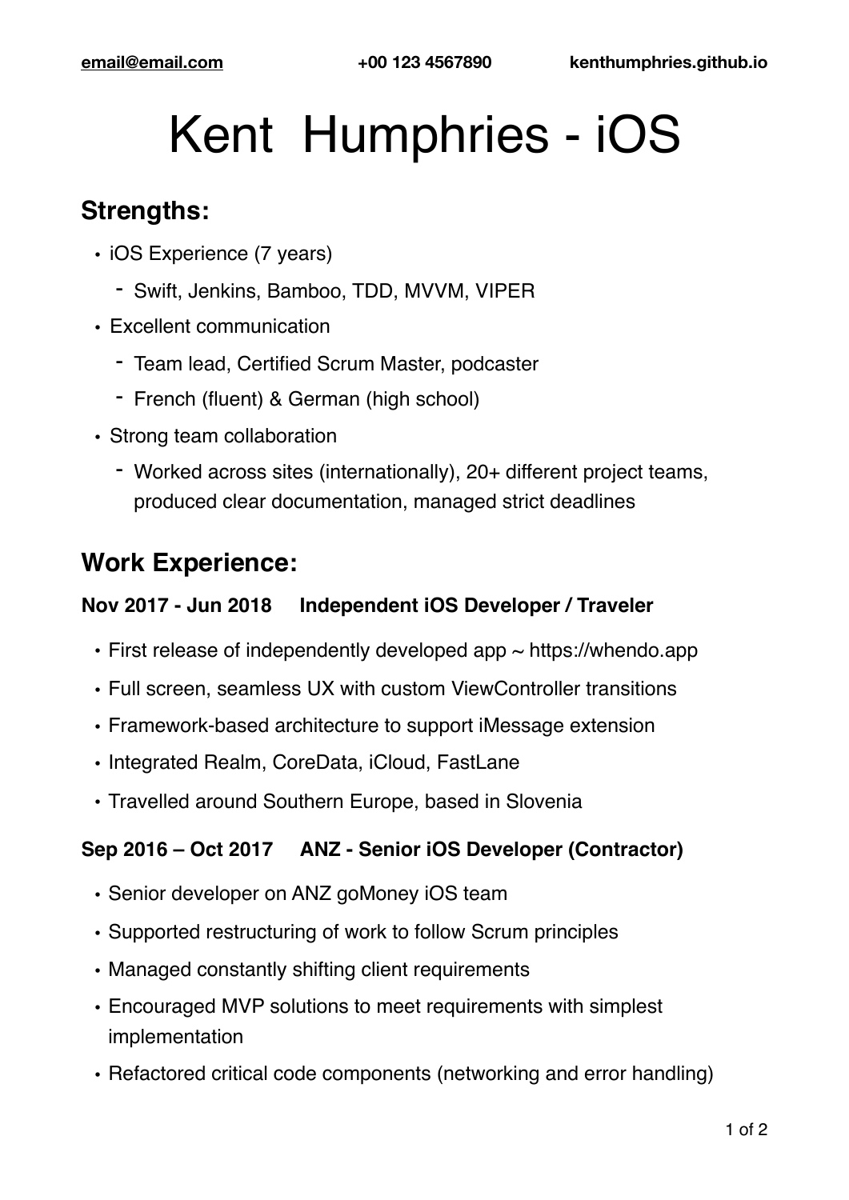email@email.com +00 123 4567890 kenthumphries.github.io

# Kent Humphries - iOS

## Strengths:

- iOS Experience (7 years)
  - Swift, Jenkins, Bamboo, TDD, MVVM, VIPER
- Excellent communication
  - Team lead, Certified Scrum Master, podcaster
  - French (fluent) & German (high school)
- Strong team collaboration
  - Worked across sites (internationally), 20+ different project teams, produced clear documentation, managed strict deadlines

## Work Experience:

### Nov 2017 - Jun 2018 Independent iOS Developer / Traveler

- First release of independently developed app ~ https://whendo.app
- Full screen, seamless UX with custom ViewController transitions
- Framework-based architecture to support iMessage extension
- Integrated Realm, CoreData, iCloud, FastLane
- Travelled around Southern Europe, based in Slovenia

### Sep 2016 – Oct 2017 ANZ - Senior iOS Developer (Contractor)

- Senior developer on ANZ goMoney iOS team
- Supported restructuring of work to follow Scrum principles
- Managed constantly shifting client requirements
- Encouraged MVP solutions to meet requirements with simplest implementation
- Refactored critical code components (networking and error handling)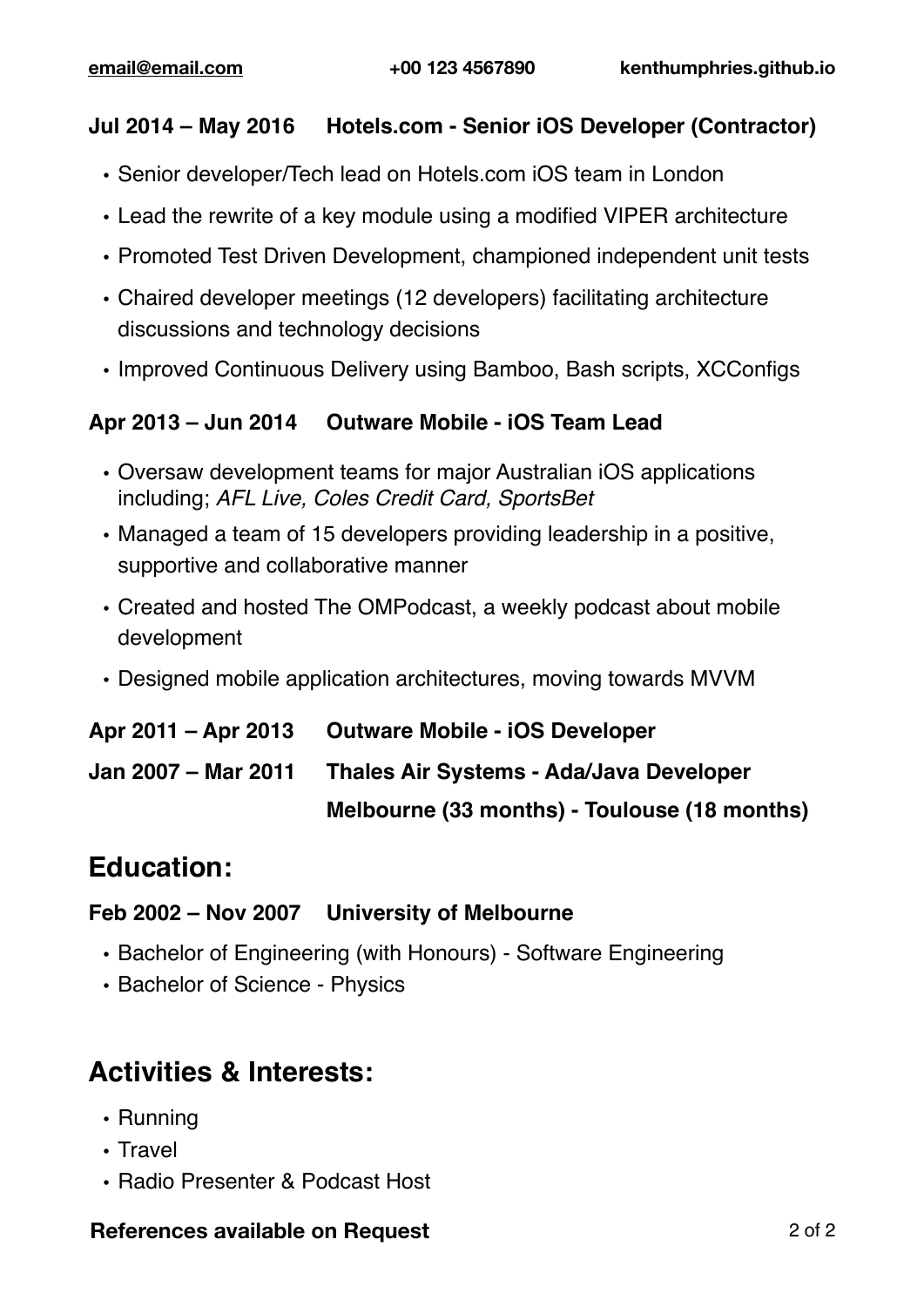**Jul 2014 – May 2016 Hotels.com - Senior iOS Developer (Contractor)**

- Senior developer/Tech lead on Hotels.com iOS team in London
- Lead the rewrite of a key module using a modified VIPER architecture
- Promoted Test Driven Development, championed independent unit tests
- Chaired developer meetings (12 developers) facilitating architecture discussions and technology decisions
- Improved Continuous Delivery using Bamboo, Bash scripts, XCConfigs

**Apr 2013 – Jun 2014 Outware Mobile - iOS Team Lead**

- Oversaw development teams for major Australian iOS applications including; *AFL Live, Coles Credit Card, SportsBet*
- Managed a team of 15 developers providing leadership in a positive, supportive and collaborative manner
- Created and hosted The OMPodcast, a weekly podcast about mobile development
- Designed mobile application architectures, moving towards MVVM

**Apr 2011 – Apr 2013 Outware Mobile - iOS Developer**

**Jan 2007 – Mar 2011 Thales Air Systems - Ada/Java Developer**
**Melbourne (33 months) - Toulouse (18 months)**

## Education:

**Feb 2002 – Nov 2007 University of Melbourne**

- Bachelor of Engineering (with Honours) - Software Engineering
- Bachelor of Science - Physics

## Activities & Interests:

- Running
- Travel
- Radio Presenter & Podcast Host

**References available on Request**